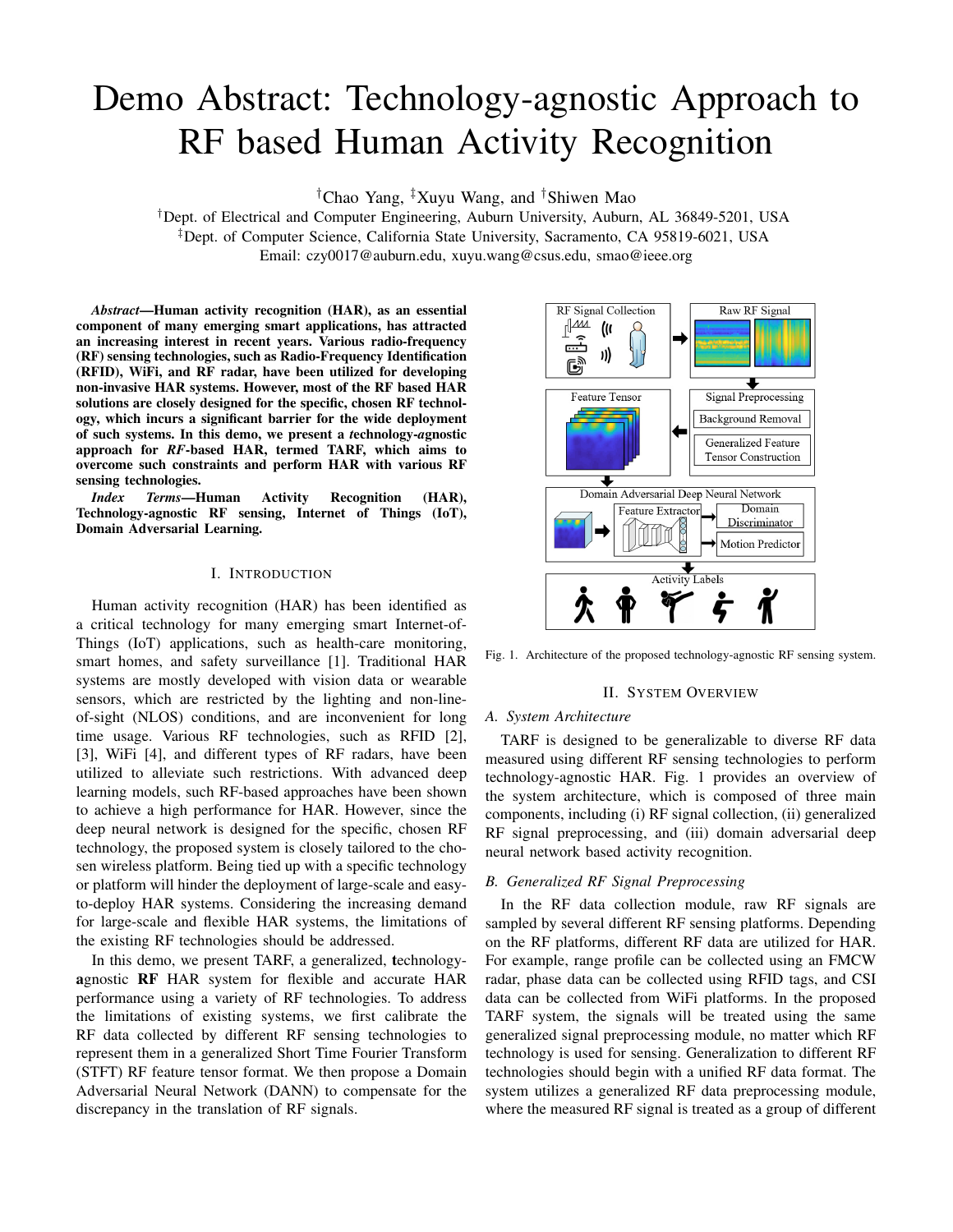# Demo Abstract: Technology-agnostic Approach to RF based Human Activity Recognition

†Chao Yang, ‡Xuyu Wang, and †Shiwen Mao

†Dept. of Electrical and Computer Engineering, Auburn University, Auburn, AL 36849-5201, USA
‡Dept. of Computer Science, California State University, Sacramento, CA 95819-6021, USA
Email: czy0017@auburn.edu, xuyu.wang@csus.edu, smao@ieee.org

***Abstract*—Human activity recognition (HAR), as an essential component of many emerging smart applications, has attracted an increasing interest in recent years. Various radio-frequency (RF) sensing technologies, such as Radio-Frequency Identification (RFID), WiFi, and RF radar, have been utilized for developing non-invasive HAR systems. However, most of the RF based HAR solutions are closely designed for the specific, chosen RF technology, which incurs a significant barrier for the wide deployment of such systems. In this demo, we present a *t*echnology-*a*gnostic approach for *RF*-based HAR, termed TARF, which aims to overcome such constraints and perform HAR with various RF sensing technologies.**

***Index Terms*—Human Activity Recognition (HAR), Technology-agnostic RF sensing, Internet of Things (IoT), Domain Adversarial Learning.**

## I. Introduction

Human activity recognition (HAR) has been identified as a critical technology for many emerging smart Internet-of-Things (IoT) applications, such as health-care monitoring, smart homes, and safety surveillance [1]. Traditional HAR systems are mostly developed with vision data or wearable sensors, which are restricted by the lighting and non-line-of-sight (NLOS) conditions, and are inconvenient for long time usage. Various RF technologies, such as RFID [2], [3], WiFi [4], and different types of RF radars, have been utilized to alleviate such restrictions. With advanced deep learning models, such RF-based approaches have been shown to achieve a high performance for HAR. However, since the deep neural network is designed for the specific, chosen RF technology, the proposed system is closely tailored to the chosen wireless platform. Being tied up with a specific technology or platform will hinder the deployment of large-scale and easy-to-deploy HAR systems. Considering the increasing demand for large-scale and flexible HAR systems, the limitations of the existing RF technologies should be addressed.

In this demo, we present TARF, a generalized, **t**echnology-**a**gnostic **RF** HAR system for flexible and accurate HAR performance using a variety of RF technologies. To address the limitations of existing systems, we first calibrate the RF data collected by different RF sensing technologies to represent them in a generalized Short Time Fourier Transform (STFT) RF feature tensor format. We then propose a Domain Adversarial Neural Network (DANN) to compensate for the discrepancy in the translation of RF signals.

Fig. 1. Architecture of the proposed technology-agnostic RF sensing system.

## II. System Overview

### A. System Architecture

TARF is designed to be generalizable to diverse RF data measured using different RF sensing technologies to perform technology-agnostic HAR. Fig. 1 provides an overview of the system architecture, which is composed of three main components, including (i) RF signal collection, (ii) generalized RF signal preprocessing, and (iii) domain adversarial deep neural network based activity recognition.

### B. Generalized RF Signal Preprocessing

In the RF data collection module, raw RF signals are sampled by several different RF sensing platforms. Depending on the RF platforms, different RF data are utilized for HAR. For example, range profile can be collected using an FMCW radar, phase data can be collected using RFID tags, and CSI data can be collected from WiFi platforms. In the proposed TARF system, the signals will be treated using the same generalized signal preprocessing module, no matter which RF technology is used for sensing. Generalization to different RF technologies should begin with a unified RF data format. The system utilizes a generalized RF data preprocessing module, where the measured RF signal is treated as a group of different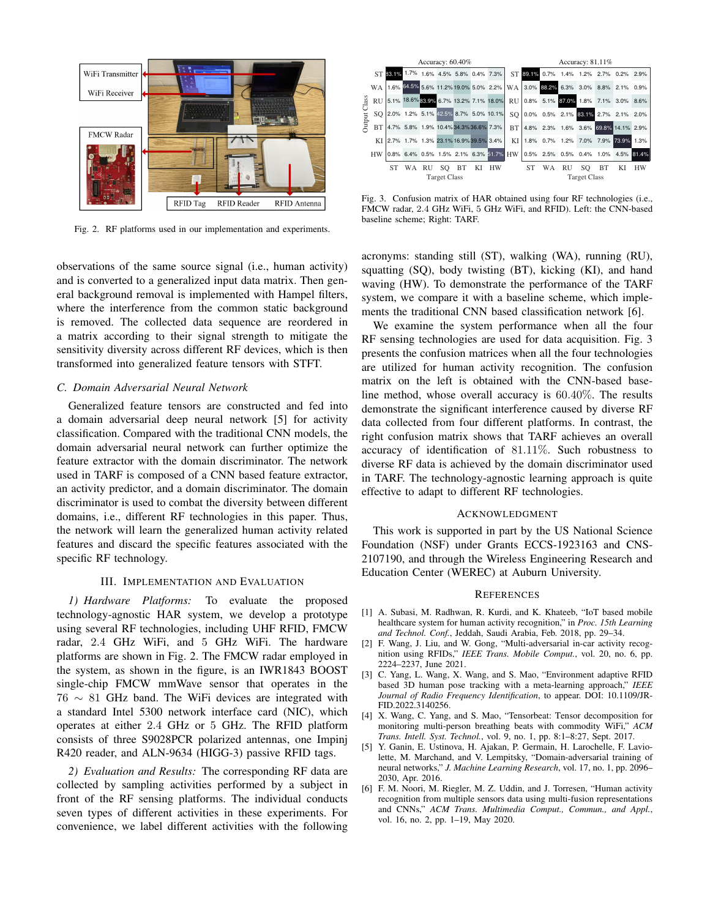WiFi Transmitter

WiFi Receiver

FMCW Radar

RFID Tag RFID Reader RFID Antenna

Fig. 2. RF platforms used in our implementation and experiments.

Accuracy: 60.40%

Accuracy: 81.11%

Output Class

Target Class

ST WA RU SQ BT KI HW

Fig. 3. Confusion matrix of HAR obtained using four RF technologies (i.e., FMCW radar, 2.4 GHz WiFi, 5 GHz WiFi, and RFID). Left: the CNN-based baseline scheme; Right: TARF.

observations of the same source signal (i.e., human activity) and is converted to a generalized input data matrix. Then general background removal is implemented with Hampel filters, where the interference from the common static background is removed. The collected data sequence are reordered in a matrix according to their signal strength to mitigate the sensitivity diversity across different RF devices, which is then transformed into generalized feature tensors with STFT.

### C. Domain Adversarial Neural Network

Generalized feature tensors are constructed and fed into a domain adversarial deep neural network [5] for activity classification. Compared with the traditional CNN models, the domain adversarial neural network can further optimize the feature extractor with the domain discriminator. The network used in TARF is composed of a CNN based feature extractor, an activity predictor, and a domain discriminator. The domain discriminator is used to combat the diversity between different domains, i.e., different RF technologies in this paper. Thus, the network will learn the generalized human activity related features and discard the specific features associated with the specific RF technology.

## III. Implementation and Evaluation

*1) Hardware Platforms:* To evaluate the proposed technology-agnostic HAR system, we develop a prototype using several RF technologies, including UHF RFID, FMCW radar, 2.4 GHz WiFi, and 5 GHz WiFi. The hardware platforms are shown in Fig. 2. The FMCW radar employed in the system, as shown in the figure, is an IWR1843 BOOST single-chip FMCW mmWave sensor that operates in the $76 \sim 81$ GHz band. The WiFi devices are integrated with a standard Intel 5300 network interface card (NIC), which operates at either 2.4 GHz or 5 GHz. The RFID platform consists of three S9028PCR polarized antennas, one Impinj R420 reader, and ALN-9634 (HIGG-3) passive RFID tags.

*2) Evaluation and Results:* The corresponding RF data are collected by sampling activities performed by a subject in front of the RF sensing platforms. The individual conducts seven types of different activities in these experiments. For convenience, we label different activities with the following acronyms: standing still (ST), walking (WA), running (RU), squatting (SQ), body twisting (BT), kicking (KI), and hand waving (HW). To demonstrate the performance of the TARF system, we compare it with a baseline scheme, which implements the traditional CNN based classification network [6].

We examine the system performance when all the four RF sensing technologies are used for data acquisition. Fig. 3 presents the confusion matrices when all the four technologies are utilized for human activity recognition. The confusion matrix on the left is obtained with the CNN-based baseline method, whose overall accuracy is 60.40%. The results demonstrate the significant interference caused by diverse RF data collected from four different platforms. In contrast, the right confusion matrix shows that TARF achieves an overall accuracy of identification of 81.11%. Such robustness to diverse RF data is achieved by the domain discriminator used in TARF. The technology-agnostic learning approach is quite effective to adapt to different RF technologies.

## Acknowledgment

This work is supported in part by the US National Science Foundation (NSF) under Grants ECCS-1923163 and CNS-2107190, and through the Wireless Engineering Research and Education Center (WEREC) at Auburn University.

## References

[1] A. Subasi, M. Radhwan, R. Kurdi, and K. Khateeb, "IoT based mobile healthcare system for human activity recognition," in *Proc. 15th Learning and Technol. Conf.*, Jeddah, Saudi Arabia, Feb. 2018, pp. 29–34.

[2] F. Wang, J. Liu, and W. Gong, "Multi-adversarial in-car activity recognition using RFIDs," *IEEE Trans. Mobile Comput.*, vol. 20, no. 6, pp. 2224–2237, June 2021.

[3] C. Yang, L. Wang, X. Wang, and S. Mao, "Environment adaptive RFID based 3D human pose tracking with a meta-learning approach," *IEEE Journal of Radio Frequency Identification*, to appear. DOI: 10.1109/JRFID.2022.3140256.

[4] X. Wang, C. Yang, and S. Mao, "Tensorbeat: Tensor decomposition for monitoring multi-person breathing beats with commodity WiFi," *ACM Trans. Intell. Syst. Technol.*, vol. 9, no. 1, pp. 8:1–8:27, Sept. 2017.

[5] Y. Ganin, E. Ustinova, H. Ajakan, P. Germain, H. Larochelle, F. Laviolette, M. Marchand, and V. Lempitsky, "Domain-adversarial training of neural networks," *J. Machine Learning Research*, vol. 17, no. 1, pp. 2096–2030, Apr. 2016.

[6] F. M. Noori, M. Riegler, M. Z. Uddin, and J. Torresen, "Human activity recognition from multiple sensors data using multi-fusion representations and CNNs," *ACM Trans. Multimedia Comput., Commun., and Appl.*, vol. 16, no. 2, pp. 1–19, May 2020.